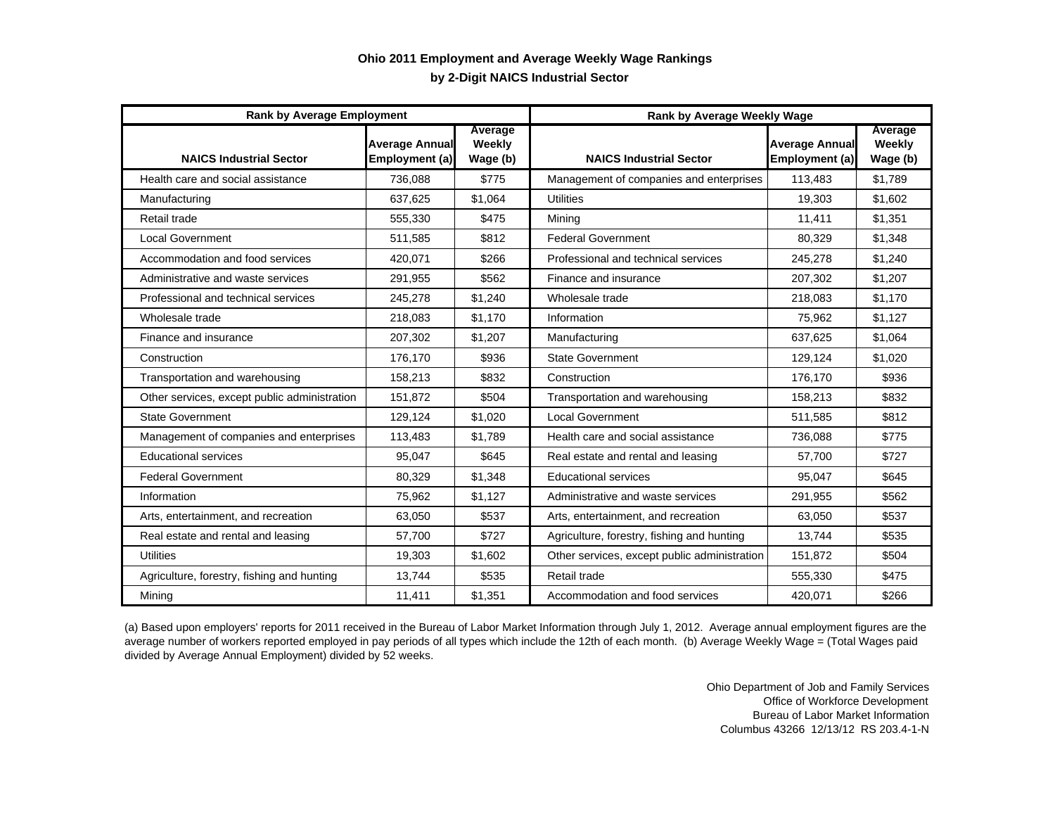# Ohio 2011 Employment and Average Weekly Wage Rankings

## by 2-Digit NAICS Industrial Sector

| Rank by Average Employment | | | Rank by Average Weekly Wage | | |
|---|---|---|---|---|---|
| **NAICS Industrial Sector** | **Average Annual Employment (a)** | **Average Weekly Wage (b)** | **NAICS Industrial Sector** | **Average Annual Employment (a)** | **Average Weekly Wage (b)** |
| Health care and social assistance | 736,088 | $775 | Management of companies and enterprises | 113,483 | $1,789 |
| Manufacturing | 637,625 | $1,064 | Utilities | 19,303 | $1,602 |
| Retail trade | 555,330 | $475 | Mining | 11,411 | $1,351 |
| Local Government | 511,585 | $812 | Federal Government | 80,329 | $1,348 |
| Accommodation and food services | 420,071 | $266 | Professional and technical services | 245,278 | $1,240 |
| Administrative and waste services | 291,955 | $562 | Finance and insurance | 207,302 | $1,207 |
| Professional and technical services | 245,278 | $1,240 | Wholesale trade | 218,083 | $1,170 |
| Wholesale trade | 218,083 | $1,170 | Information | 75,962 | $1,127 |
| Finance and insurance | 207,302 | $1,207 | Manufacturing | 637,625 | $1,064 |
| Construction | 176,170 | $936 | State Government | 129,124 | $1,020 |
| Transportation and warehousing | 158,213 | $832 | Construction | 176,170 | $936 |
| Other services, except public administration | 151,872 | $504 | Transportation and warehousing | 158,213 | $832 |
| State Government | 129,124 | $1,020 | Local Government | 511,585 | $812 |
| Management of companies and enterprises | 113,483 | $1,789 | Health care and social assistance | 736,088 | $775 |
| Educational services | 95,047 | $645 | Real estate and rental and leasing | 57,700 | $727 |
| Federal Government | 80,329 | $1,348 | Educational services | 95,047 | $645 |
| Information | 75,962 | $1,127 | Administrative and waste services | 291,955 | $562 |
| Arts, entertainment, and recreation | 63,050 | $537 | Arts, entertainment, and recreation | 63,050 | $537 |
| Real estate and rental and leasing | 57,700 | $727 | Agriculture, forestry, fishing and hunting | 13,744 | $535 |
| Utilities | 19,303 | $1,602 | Other services, except public administration | 151,872 | $504 |
| Agriculture, forestry, fishing and hunting | 13,744 | $535 | Retail trade | 555,330 | $475 |
| Mining | 11,411 | $1,351 | Accommodation and food services | 420,071 | $266 |

(a) Based upon employers' reports for 2011 received in the Bureau of Labor Market Information through July 1, 2012. Average annual employment figures are the average number of workers reported employed in pay periods of all types which include the 12th of each month. (b) Average Weekly Wage = (Total Wages paid divided by Average Annual Employment) divided by 52 weeks.

Ohio Department of Job and Family Services
Office of Workforce Development
Bureau of Labor Market Information
Columbus 43266 12/13/12 RS 203.4-1-N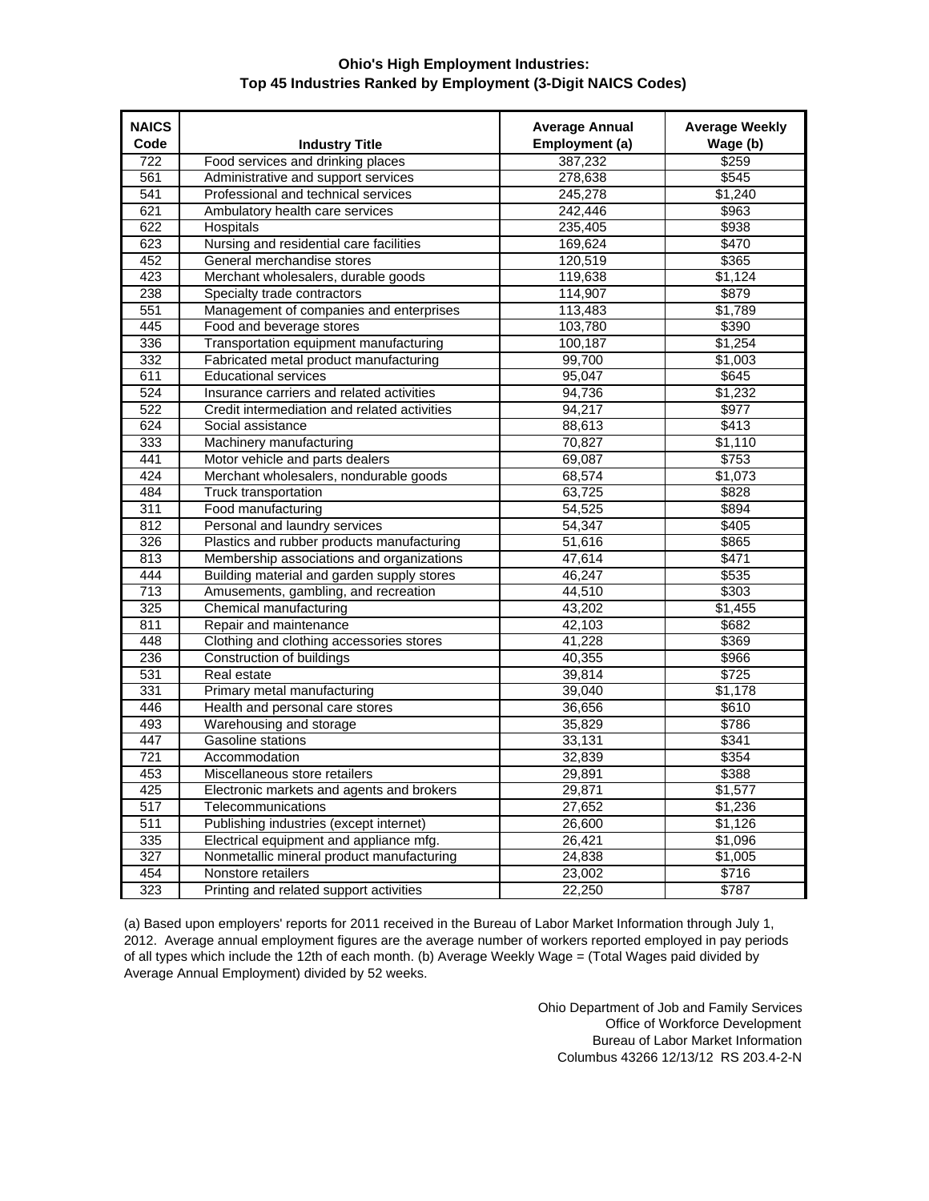## Ohio's High Employment Industries:
## Top 45 Industries Ranked by Employment (3-Digit NAICS Codes)

| NAICS Code | Industry Title | Average Annual Employment (a) | Average Weekly Wage (b) |
|---|---|---|---|
| 722 | Food services and drinking places | 387,232 | $259 |
| 561 | Administrative and support services | 278,638 | $545 |
| 541 | Professional and technical services | 245,278 | $1,240 |
| 621 | Ambulatory health care services | 242,446 | $963 |
| 622 | Hospitals | 235,405 | $938 |
| 623 | Nursing and residential care facilities | 169,624 | $470 |
| 452 | General merchandise stores | 120,519 | $365 |
| 423 | Merchant wholesalers, durable goods | 119,638 | $1,124 |
| 238 | Specialty trade contractors | 114,907 | $879 |
| 551 | Management of companies and enterprises | 113,483 | $1,789 |
| 445 | Food and beverage stores | 103,780 | $390 |
| 336 | Transportation equipment manufacturing | 100,187 | $1,254 |
| 332 | Fabricated metal product manufacturing | 99,700 | $1,003 |
| 611 | Educational services | 95,047 | $645 |
| 524 | Insurance carriers and related activities | 94,736 | $1,232 |
| 522 | Credit intermediation and related activities | 94,217 | $977 |
| 624 | Social assistance | 88,613 | $413 |
| 333 | Machinery manufacturing | 70,827 | $1,110 |
| 441 | Motor vehicle and parts dealers | 69,087 | $753 |
| 424 | Merchant wholesalers, nondurable goods | 68,574 | $1,073 |
| 484 | Truck transportation | 63,725 | $828 |
| 311 | Food manufacturing | 54,525 | $894 |
| 812 | Personal and laundry services | 54,347 | $405 |
| 326 | Plastics and rubber products manufacturing | 51,616 | $865 |
| 813 | Membership associations and organizations | 47,614 | $471 |
| 444 | Building material and garden supply stores | 46,247 | $535 |
| 713 | Amusements, gambling, and recreation | 44,510 | $303 |
| 325 | Chemical manufacturing | 43,202 | $1,455 |
| 811 | Repair and maintenance | 42,103 | $682 |
| 448 | Clothing and clothing accessories stores | 41,228 | $369 |
| 236 | Construction of buildings | 40,355 | $966 |
| 531 | Real estate | 39,814 | $725 |
| 331 | Primary metal manufacturing | 39,040 | $1,178 |
| 446 | Health and personal care stores | 36,656 | $610 |
| 493 | Warehousing and storage | 35,829 | $786 |
| 447 | Gasoline stations | 33,131 | $341 |
| 721 | Accommodation | 32,839 | $354 |
| 453 | Miscellaneous store retailers | 29,891 | $388 |
| 425 | Electronic markets and agents and brokers | 29,871 | $1,577 |
| 517 | Telecommunications | 27,652 | $1,236 |
| 511 | Publishing industries (except internet) | 26,600 | $1,126 |
| 335 | Electrical equipment and appliance mfg. | 26,421 | $1,096 |
| 327 | Nonmetallic mineral product manufacturing | 24,838 | $1,005 |
| 454 | Nonstore retailers | 23,002 | $716 |
| 323 | Printing and related support activities | 22,250 | $787 |

(a) Based upon employers' reports for 2011 received in the Bureau of Labor Market Information through July 1, 2012. Average annual employment figures are the average number of workers reported employed in pay periods of all types which include the 12th of each month. (b) Average Weekly Wage = (Total Wages paid divided by Average Annual Employment) divided by 52 weeks.

Ohio Department of Job and Family Services
Office of Workforce Development
Bureau of Labor Market Information
Columbus 43266 12/13/12 RS 203.4-2-N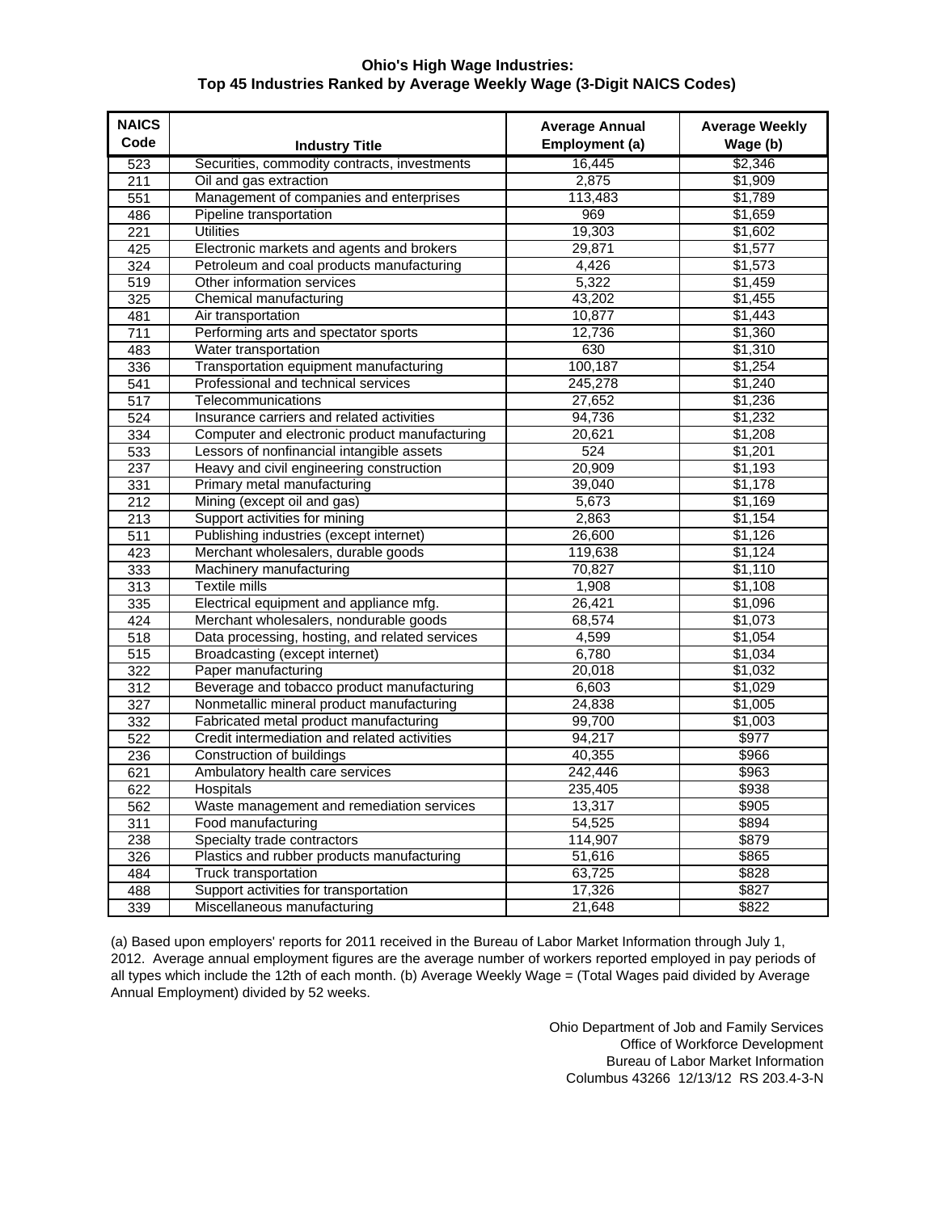**Ohio's High Wage Industries:**
**Top 45 Industries Ranked by Average Weekly Wage (3-Digit NAICS Codes)**

| NAICS Code | Industry Title | Average Annual Employment (a) | Average Weekly Wage (b) |
|---|---|---|---|
| 523 | Securities, commodity contracts, investments | 16,445 | $2,346 |
| 211 | Oil and gas extraction | 2,875 | $1,909 |
| 551 | Management of companies and enterprises | 113,483 | $1,789 |
| 486 | Pipeline transportation | 969 | $1,659 |
| 221 | Utilities | 19,303 | $1,602 |
| 425 | Electronic markets and agents and brokers | 29,871 | $1,577 |
| 324 | Petroleum and coal products manufacturing | 4,426 | $1,573 |
| 519 | Other information services | 5,322 | $1,459 |
| 325 | Chemical manufacturing | 43,202 | $1,455 |
| 481 | Air transportation | 10,877 | $1,443 |
| 711 | Performing arts and spectator sports | 12,736 | $1,360 |
| 483 | Water transportation | 630 | $1,310 |
| 336 | Transportation equipment manufacturing | 100,187 | $1,254 |
| 541 | Professional and technical services | 245,278 | $1,240 |
| 517 | Telecommunications | 27,652 | $1,236 |
| 524 | Insurance carriers and related activities | 94,736 | $1,232 |
| 334 | Computer and electronic product manufacturing | 20,621 | $1,208 |
| 533 | Lessors of nonfinancial intangible assets | 524 | $1,201 |
| 237 | Heavy and civil engineering construction | 20,909 | $1,193 |
| 331 | Primary metal manufacturing | 39,040 | $1,178 |
| 212 | Mining (except oil and gas) | 5,673 | $1,169 |
| 213 | Support activities for mining | 2,863 | $1,154 |
| 511 | Publishing industries (except internet) | 26,600 | $1,126 |
| 423 | Merchant wholesalers, durable goods | 119,638 | $1,124 |
| 333 | Machinery manufacturing | 70,827 | $1,110 |
| 313 | Textile mills | 1,908 | $1,108 |
| 335 | Electrical equipment and appliance mfg. | 26,421 | $1,096 |
| 424 | Merchant wholesalers, nondurable goods | 68,574 | $1,073 |
| 518 | Data processing, hosting, and related services | 4,599 | $1,054 |
| 515 | Broadcasting (except internet) | 6,780 | $1,034 |
| 322 | Paper manufacturing | 20,018 | $1,032 |
| 312 | Beverage and tobacco product manufacturing | 6,603 | $1,029 |
| 327 | Nonmetallic mineral product manufacturing | 24,838 | $1,005 |
| 332 | Fabricated metal product manufacturing | 99,700 | $1,003 |
| 522 | Credit intermediation and related activities | 94,217 | $977 |
| 236 | Construction of buildings | 40,355 | $966 |
| 621 | Ambulatory health care services | 242,446 | $963 |
| 622 | Hospitals | 235,405 | $938 |
| 562 | Waste management and remediation services | 13,317 | $905 |
| 311 | Food manufacturing | 54,525 | $894 |
| 238 | Specialty trade contractors | 114,907 | $879 |
| 326 | Plastics and rubber products manufacturing | 51,616 | $865 |
| 484 | Truck transportation | 63,725 | $828 |
| 488 | Support activities for transportation | 17,326 | $827 |
| 339 | Miscellaneous manufacturing | 21,648 | $822 |

(a) Based upon employers' reports for 2011 received in the Bureau of Labor Market Information through July 1, 2012. Average annual employment figures are the average number of workers reported employed in pay periods of all types which include the 12th of each month. (b) Average Weekly Wage = (Total Wages paid divided by Average Annual Employment) divided by 52 weeks.

Ohio Department of Job and Family Services
Office of Workforce Development
Bureau of Labor Market Information
Columbus 43266 12/13/12 RS 203.4-3-N